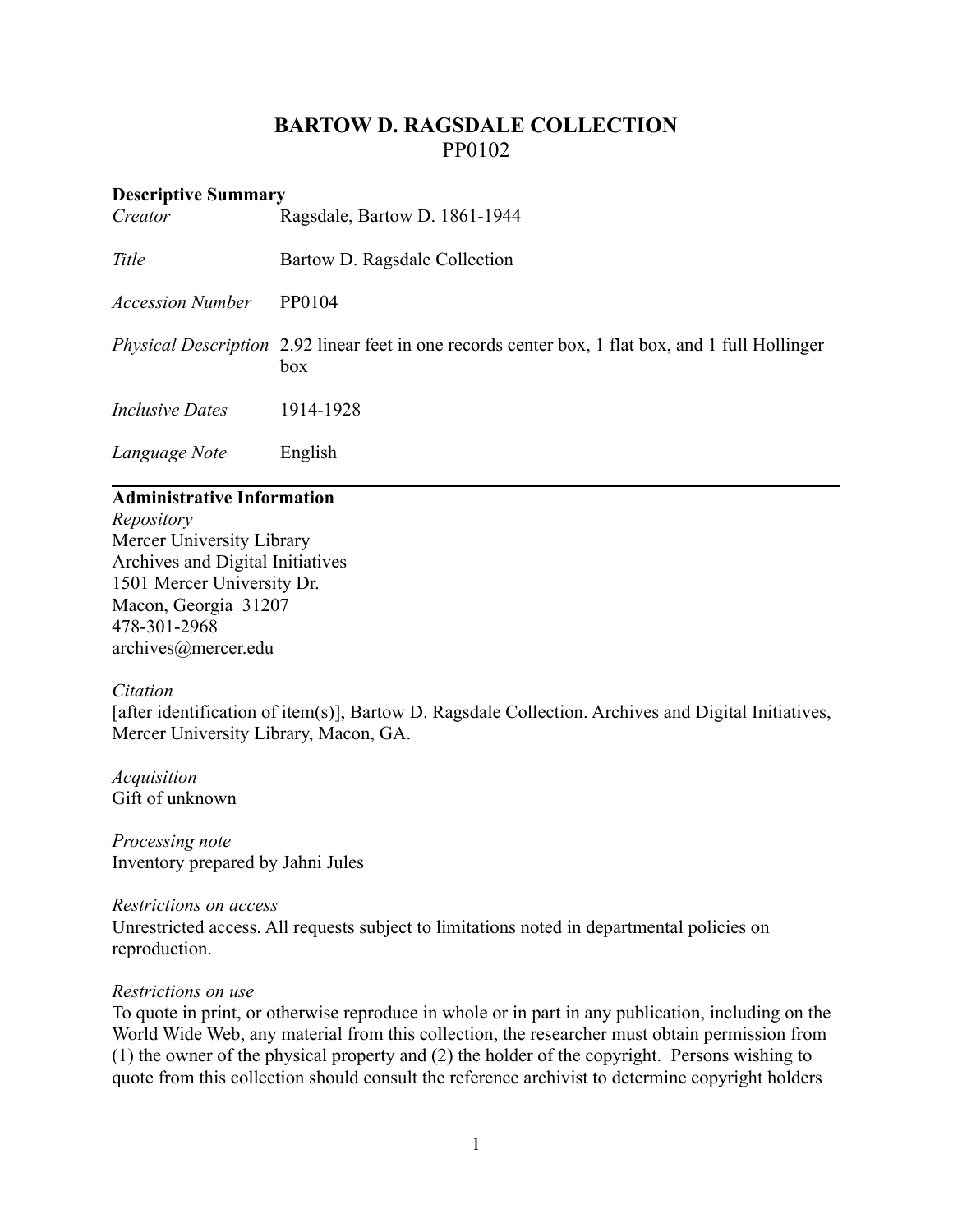# BARTOW D. RAGSDALE COLLECTION
PP0102

## Descriptive Summary

| | |
|---|---|
| *Creator* | Ragsdale, Bartow D. 1861-1944 |
| *Title* | Bartow D. Ragsdale Collection |
| *Accession Number* | PP0104 |
| *Physical Description* | 2.92 linear feet in one records center box, 1 flat box, and 1 full Hollinger box |
| *Inclusive Dates* | 1914-1928 |
| *Language Note* | English |

---

## Administrative Information

*Repository*
Mercer University Library
Archives and Digital Initiatives
1501 Mercer University Dr.
Macon, Georgia 31207
478-301-2968
archives@mercer.edu

*Citation*
[after identification of item(s)], Bartow D. Ragsdale Collection. Archives and Digital Initiatives, Mercer University Library, Macon, GA.

*Acquisition*
Gift of unknown

*Processing note*
Inventory prepared by Jahni Jules

*Restrictions on access*
Unrestricted access. All requests subject to limitations noted in departmental policies on reproduction.

*Restrictions on use*
To quote in print, or otherwise reproduce in whole or in part in any publication, including on the World Wide Web, any material from this collection, the researcher must obtain permission from (1) the owner of the physical property and (2) the holder of the copyright. Persons wishing to quote from this collection should consult the reference archivist to determine copyright holders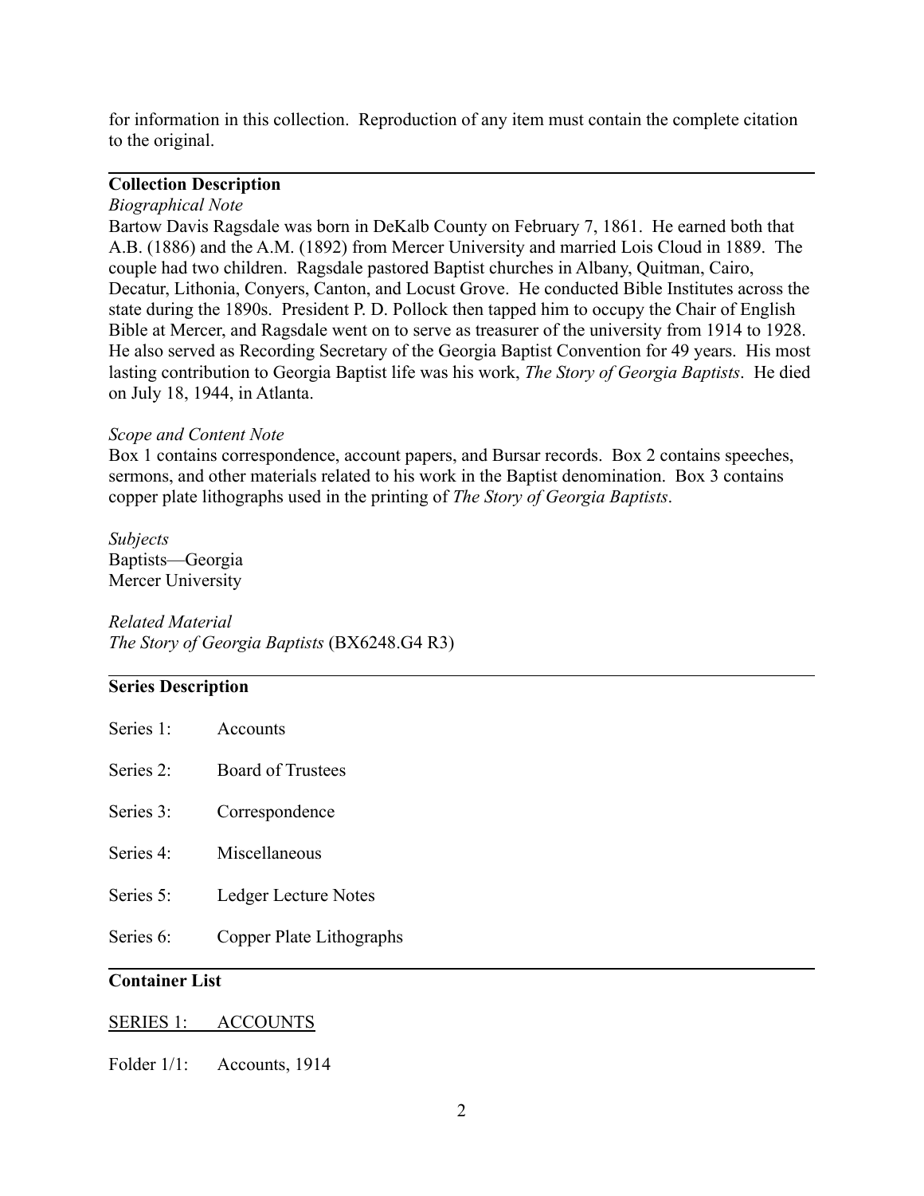for information in this collection. Reproduction of any item must contain the complete citation to the original.

## Collection Description

*Biographical Note*

Bartow Davis Ragsdale was born in DeKalb County on February 7, 1861. He earned both that A.B. (1886) and the A.M. (1892) from Mercer University and married Lois Cloud in 1889. The couple had two children. Ragsdale pastored Baptist churches in Albany, Quitman, Cairo, Decatur, Lithonia, Conyers, Canton, and Locust Grove. He conducted Bible Institutes across the state during the 1890s. President P. D. Pollock then tapped him to occupy the Chair of English Bible at Mercer, and Ragsdale went on to serve as treasurer of the university from 1914 to 1928. He also served as Recording Secretary of the Georgia Baptist Convention for 49 years. His most lasting contribution to Georgia Baptist life was his work, *The Story of Georgia Baptists*. He died on July 18, 1944, in Atlanta.

*Scope and Content Note*

Box 1 contains correspondence, account papers, and Bursar records. Box 2 contains speeches, sermons, and other materials related to his work in the Baptist denomination. Box 3 contains copper plate lithographs used in the printing of *The Story of Georgia Baptists*.

*Subjects*

Baptists—Georgia
Mercer University

*Related Material*

*The Story of Georgia Baptists* (BX6248.G4 R3)

## Series Description

Series 1: Accounts

Series 2: Board of Trustees

Series 3: Correspondence

Series 4: Miscellaneous

Series 5: Ledger Lecture Notes

Series 6: Copper Plate Lithographs

## Container List

SERIES 1: ACCOUNTS

Folder 1/1: Accounts, 1914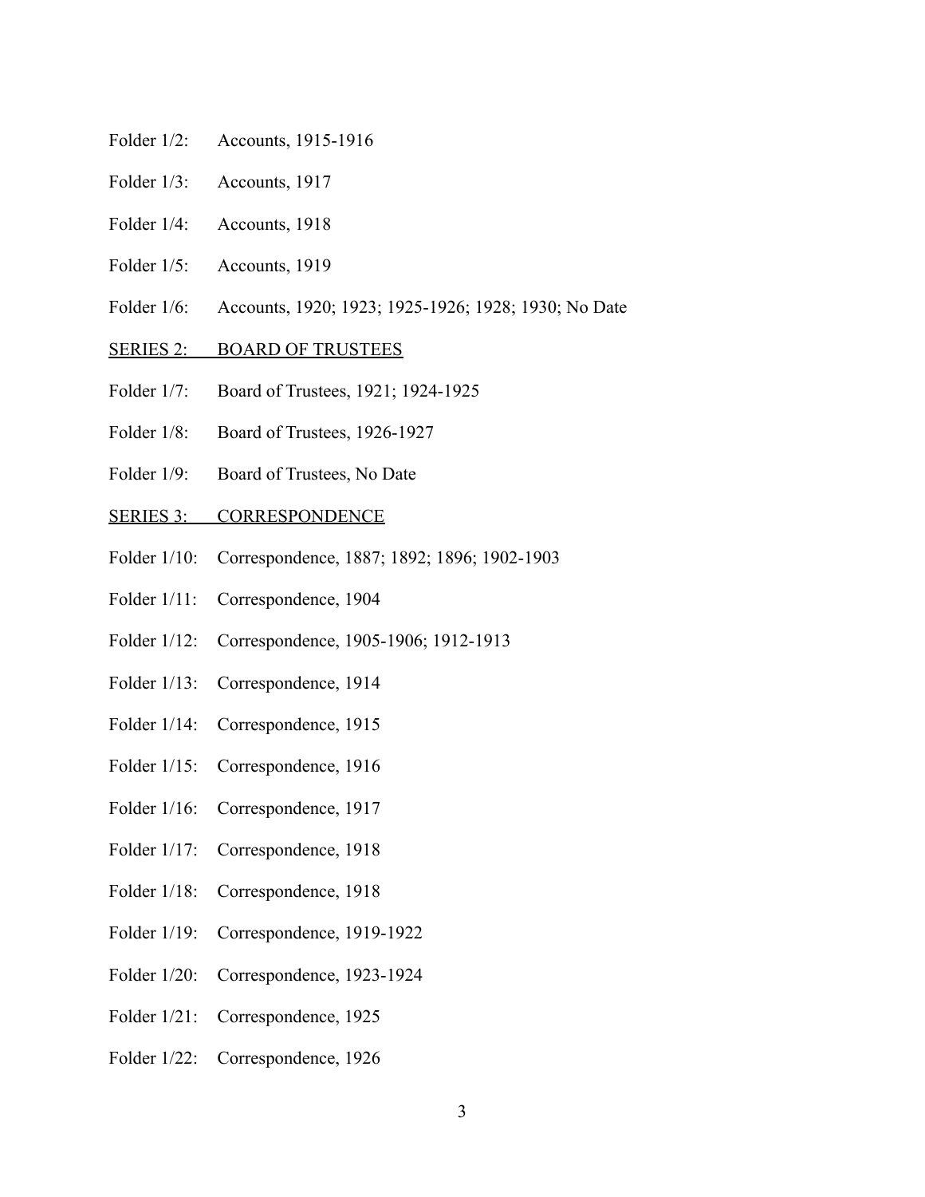Folder 1/2: Accounts, 1915-1916

Folder 1/3: Accounts, 1917

Folder 1/4: Accounts, 1918

Folder 1/5: Accounts, 1919

Folder 1/6: Accounts, 1920; 1923; 1925-1926; 1928; 1930; No Date

## SERIES 2: BOARD OF TRUSTEES

Folder 1/7: Board of Trustees, 1921; 1924-1925

Folder 1/8: Board of Trustees, 1926-1927

Folder 1/9: Board of Trustees, No Date

## SERIES 3: CORRESPONDENCE

Folder 1/10: Correspondence, 1887; 1892; 1896; 1902-1903

Folder 1/11: Correspondence, 1904

Folder 1/12: Correspondence, 1905-1906; 1912-1913

Folder 1/13: Correspondence, 1914

Folder 1/14: Correspondence, 1915

Folder 1/15: Correspondence, 1916

Folder 1/16: Correspondence, 1917

Folder 1/17: Correspondence, 1918

Folder 1/18: Correspondence, 1918

Folder 1/19: Correspondence, 1919-1922

Folder 1/20: Correspondence, 1923-1924

Folder 1/21: Correspondence, 1925

Folder 1/22: Correspondence, 1926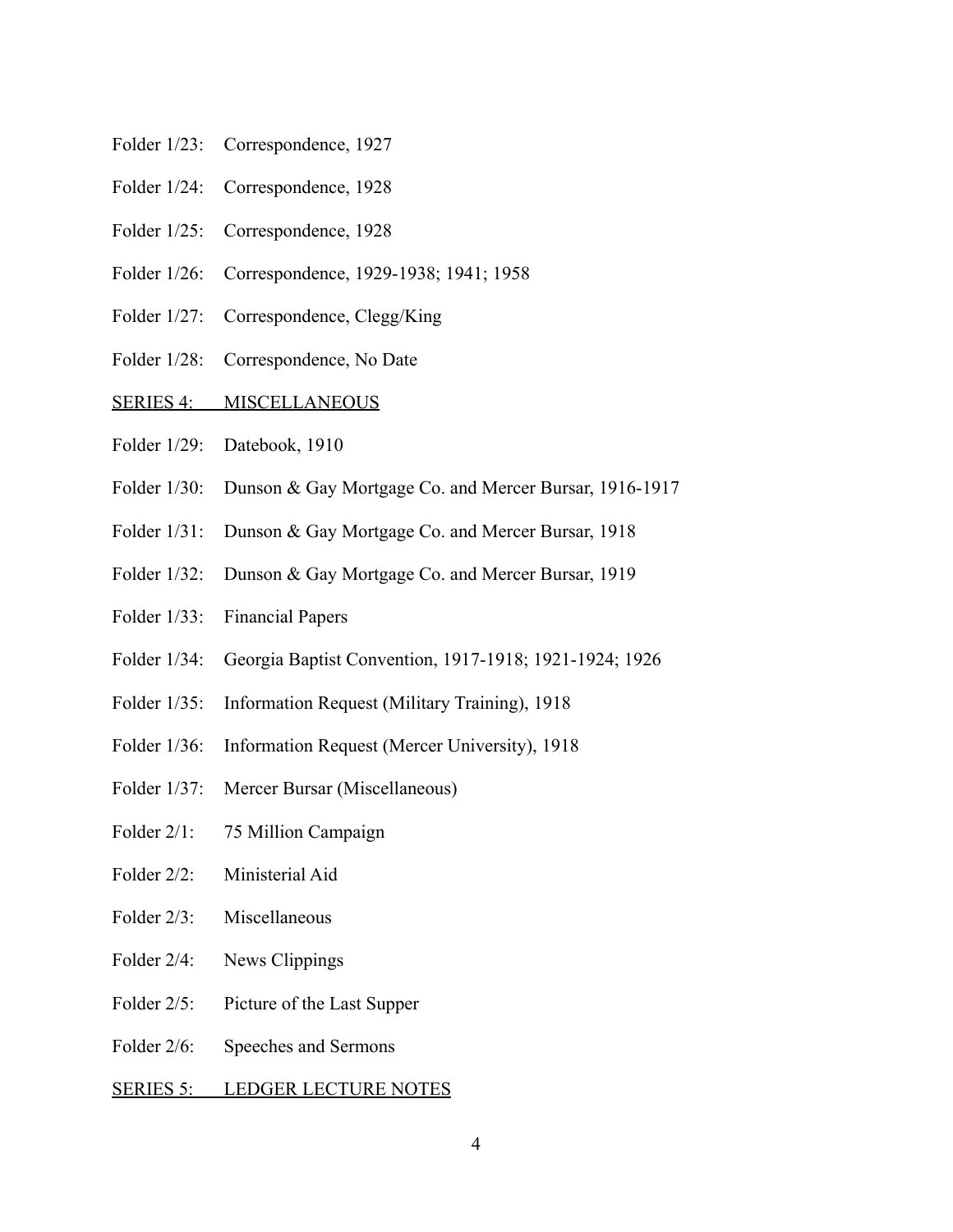Folder 1/23: Correspondence, 1927

Folder 1/24: Correspondence, 1928

Folder 1/25: Correspondence, 1928

Folder 1/26: Correspondence, 1929-1938; 1941; 1958

Folder 1/27: Correspondence, Clegg/King

Folder 1/28: Correspondence, No Date

<u>SERIES 4: MISCELLANEOUS</u>

Folder 1/29: Datebook, 1910

Folder 1/30: Dunson & Gay Mortgage Co. and Mercer Bursar, 1916-1917

Folder 1/31: Dunson & Gay Mortgage Co. and Mercer Bursar, 1918

Folder 1/32: Dunson & Gay Mortgage Co. and Mercer Bursar, 1919

Folder 1/33: Financial Papers

Folder 1/34: Georgia Baptist Convention, 1917-1918; 1921-1924; 1926

Folder 1/35: Information Request (Military Training), 1918

Folder 1/36: Information Request (Mercer University), 1918

Folder 1/37: Mercer Bursar (Miscellaneous)

Folder 2/1: 75 Million Campaign

Folder 2/2: Ministerial Aid

Folder 2/3: Miscellaneous

Folder 2/4: News Clippings

Folder 2/5: Picture of the Last Supper

Folder 2/6: Speeches and Sermons

<u>SERIES 5: LEDGER LECTURE NOTES</u>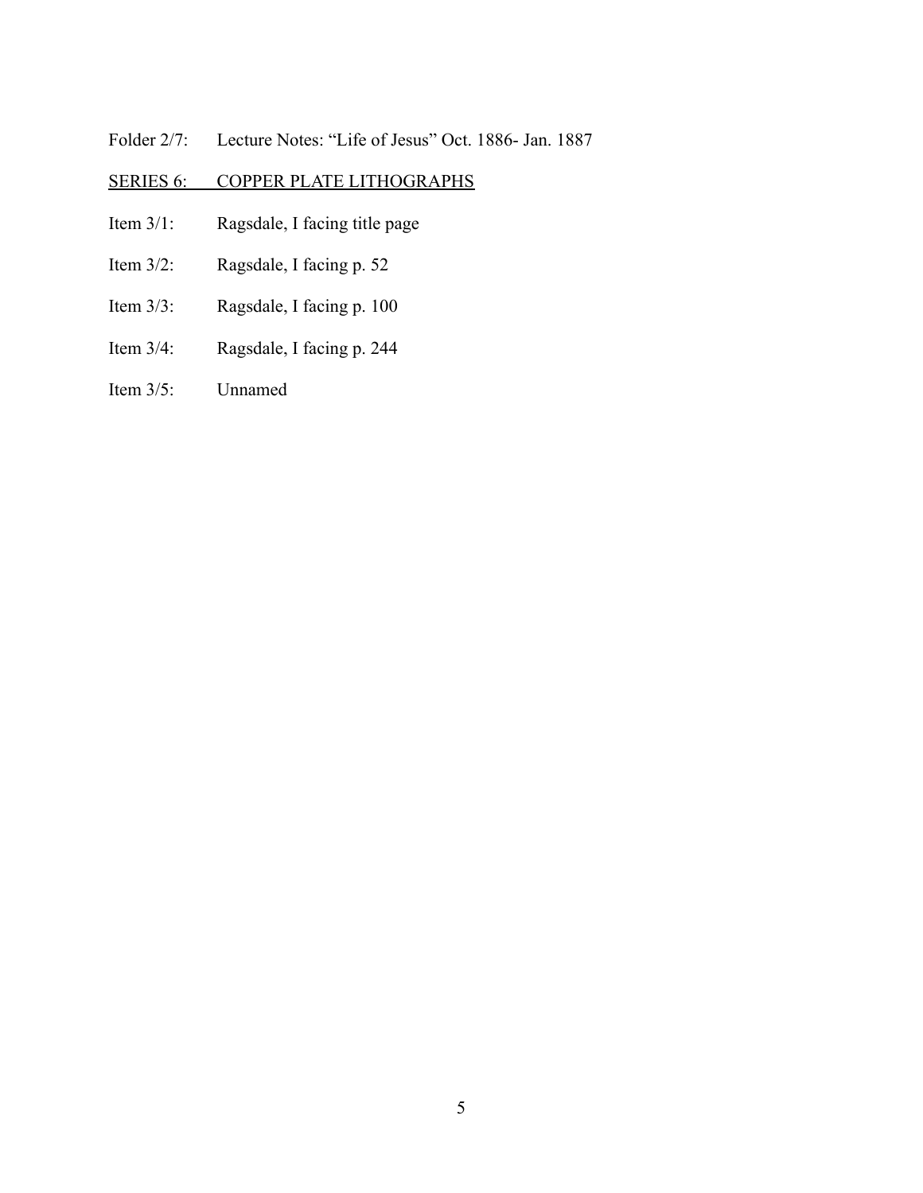Folder 2/7: Lecture Notes: "Life of Jesus" Oct. 1886- Jan. 1887

<u>SERIES 6: COPPER PLATE LITHOGRAPHS</u>

Item 3/1: Ragsdale, I facing title page

Item 3/2: Ragsdale, I facing p. 52

Item 3/3: Ragsdale, I facing p. 100

Item 3/4: Ragsdale, I facing p. 244

Item 3/5: Unnamed